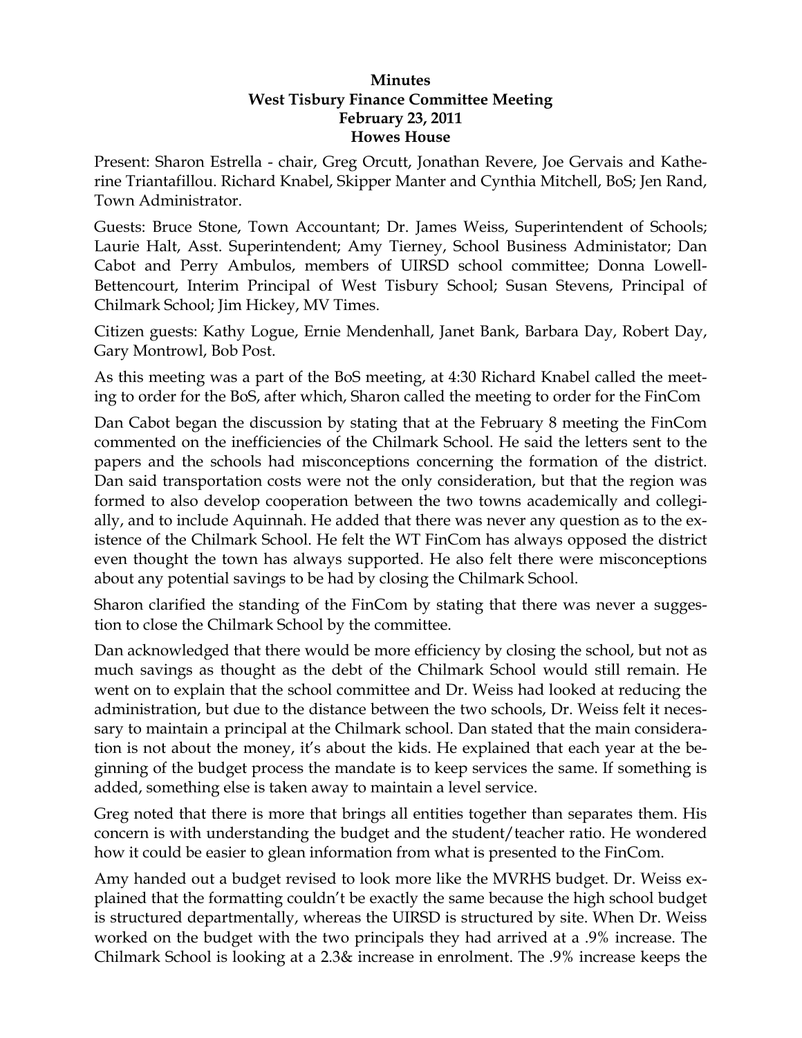**Minutes**
**West Tisbury Finance Committee Meeting**
**February 23, 2011**
**Howes House**

Present: Sharon Estrella - chair, Greg Orcutt, Jonathan Revere, Joe Gervais and Katherine Triantafillou. Richard Knabel, Skipper Manter and Cynthia Mitchell, BoS; Jen Rand, Town Administrator.

Guests: Bruce Stone, Town Accountant; Dr. James Weiss, Superintendent of Schools; Laurie Halt, Asst. Superintendent; Amy Tierney, School Business Administator; Dan Cabot and Perry Ambulos, members of UIRSD school committee; Donna Lowell-Bettencourt, Interim Principal of West Tisbury School; Susan Stevens, Principal of Chilmark School; Jim Hickey, MV Times.

Citizen guests: Kathy Logue, Ernie Mendenhall, Janet Bank, Barbara Day, Robert Day, Gary Montrowl, Bob Post.

As this meeting was a part of the BoS meeting, at 4:30 Richard Knabel called the meeting to order for the BoS, after which, Sharon called the meeting to order for the FinCom

Dan Cabot began the discussion by stating that at the February 8 meeting the FinCom commented on the inefficiencies of the Chilmark School. He said the letters sent to the papers and the schools had misconceptions concerning the formation of the district. Dan said transportation costs were not the only consideration, but that the region was formed to also develop cooperation between the two towns academically and collegially, and to include Aquinnah. He added that there was never any question as to the existence of the Chilmark School. He felt the WT FinCom has always opposed the district even thought the town has always supported. He also felt there were misconceptions about any potential savings to be had by closing the Chilmark School.

Sharon clarified the standing of the FinCom by stating that there was never a suggestion to close the Chilmark School by the committee.

Dan acknowledged that there would be more efficiency by closing the school, but not as much savings as thought as the debt of the Chilmark School would still remain. He went on to explain that the school committee and Dr. Weiss had looked at reducing the administration, but due to the distance between the two schools, Dr. Weiss felt it necessary to maintain a principal at the Chilmark school. Dan stated that the main consideration is not about the money, it's about the kids. He explained that each year at the beginning of the budget process the mandate is to keep services the same. If something is added, something else is taken away to maintain a level service.

Greg noted that there is more that brings all entities together than separates them. His concern is with understanding the budget and the student/teacher ratio. He wondered how it could be easier to glean information from what is presented to the FinCom.

Amy handed out a budget revised to look more like the MVRHS budget. Dr. Weiss explained that the formatting couldn't be exactly the same because the high school budget is structured departmentally, whereas the UIRSD is structured by site. When Dr. Weiss worked on the budget with the two principals they had arrived at a .9% increase. The Chilmark School is looking at a 2.3& increase in enrolment. The .9% increase keeps the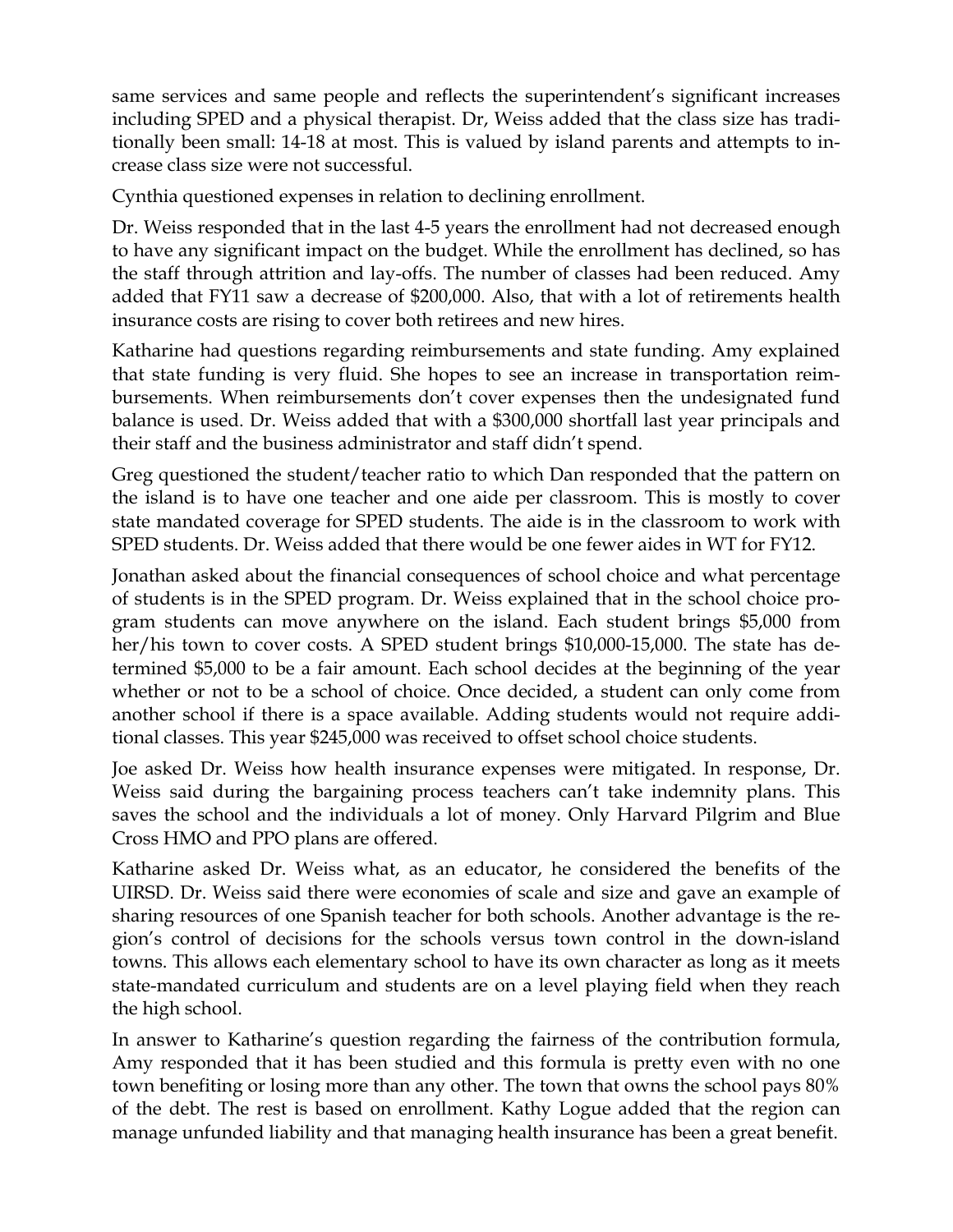same services and same people and reflects the superintendent's significant increases including SPED and a physical therapist. Dr, Weiss added that the class size has traditionally been small: 14-18 at most. This is valued by island parents and attempts to increase class size were not successful.

Cynthia questioned expenses in relation to declining enrollment.

Dr. Weiss responded that in the last 4-5 years the enrollment had not decreased enough to have any significant impact on the budget. While the enrollment has declined, so has the staff through attrition and lay-offs. The number of classes had been reduced. Amy added that FY11 saw a decrease of $200,000. Also, that with a lot of retirements health insurance costs are rising to cover both retirees and new hires.

Katharine had questions regarding reimbursements and state funding. Amy explained that state funding is very fluid. She hopes to see an increase in transportation reimbursements. When reimbursements don't cover expenses then the undesignated fund balance is used. Dr. Weiss added that with a $300,000 shortfall last year principals and their staff and the business administrator and staff didn't spend.

Greg questioned the student/teacher ratio to which Dan responded that the pattern on the island is to have one teacher and one aide per classroom. This is mostly to cover state mandated coverage for SPED students. The aide is in the classroom to work with SPED students. Dr. Weiss added that there would be one fewer aides in WT for FY12.

Jonathan asked about the financial consequences of school choice and what percentage of students is in the SPED program. Dr. Weiss explained that in the school choice program students can move anywhere on the island. Each student brings $5,000 from her/his town to cover costs. A SPED student brings $10,000-15,000. The state has determined $5,000 to be a fair amount. Each school decides at the beginning of the year whether or not to be a school of choice. Once decided, a student can only come from another school if there is a space available. Adding students would not require additional classes. This year $245,000 was received to offset school choice students.

Joe asked Dr. Weiss how health insurance expenses were mitigated. In response, Dr. Weiss said during the bargaining process teachers can't take indemnity plans. This saves the school and the individuals a lot of money. Only Harvard Pilgrim and Blue Cross HMO and PPO plans are offered.

Katharine asked Dr. Weiss what, as an educator, he considered the benefits of the UIRSD. Dr. Weiss said there were economies of scale and size and gave an example of sharing resources of one Spanish teacher for both schools. Another advantage is the region's control of decisions for the schools versus town control in the down-island towns. This allows each elementary school to have its own character as long as it meets state-mandated curriculum and students are on a level playing field when they reach the high school.

In answer to Katharine's question regarding the fairness of the contribution formula, Amy responded that it has been studied and this formula is pretty even with no one town benefiting or losing more than any other. The town that owns the school pays 80% of the debt. The rest is based on enrollment. Kathy Logue added that the region can manage unfunded liability and that managing health insurance has been a great benefit.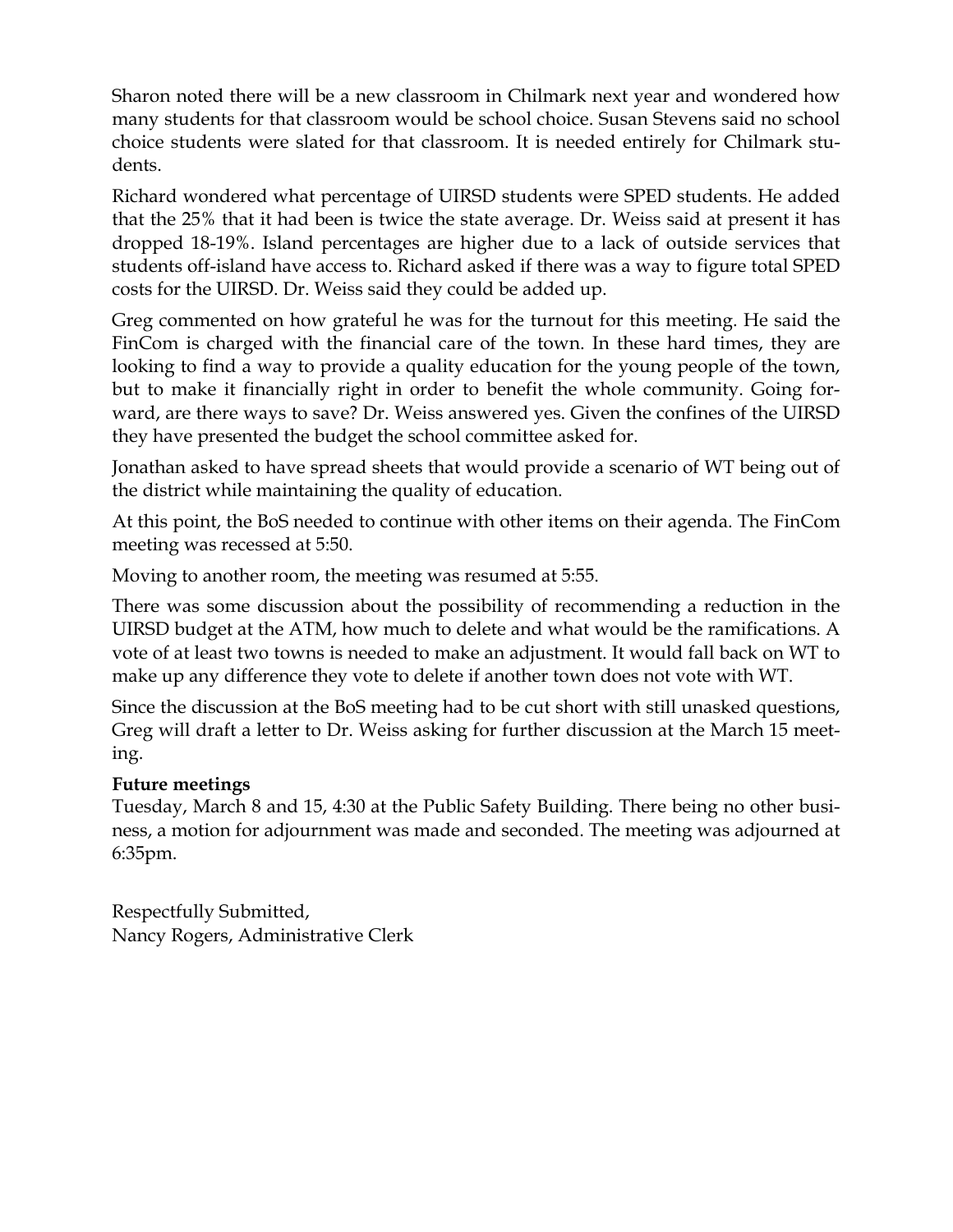Sharon noted there will be a new classroom in Chilmark next year and wondered how many students for that classroom would be school choice. Susan Stevens said no school choice students were slated for that classroom. It is needed entirely for Chilmark students.

Richard wondered what percentage of UIRSD students were SPED students. He added that the 25% that it had been is twice the state average. Dr. Weiss said at present it has dropped 18-19%. Island percentages are higher due to a lack of outside services that students off-island have access to. Richard asked if there was a way to figure total SPED costs for the UIRSD. Dr. Weiss said they could be added up.

Greg commented on how grateful he was for the turnout for this meeting. He said the FinCom is charged with the financial care of the town. In these hard times, they are looking to find a way to provide a quality education for the young people of the town, but to make it financially right in order to benefit the whole community. Going forward, are there ways to save? Dr. Weiss answered yes. Given the confines of the UIRSD they have presented the budget the school committee asked for.

Jonathan asked to have spread sheets that would provide a scenario of WT being out of the district while maintaining the quality of education.

At this point, the BoS needed to continue with other items on their agenda. The FinCom meeting was recessed at 5:50.

Moving to another room, the meeting was resumed at 5:55.

There was some discussion about the possibility of recommending a reduction in the UIRSD budget at the ATM, how much to delete and what would be the ramifications. A vote of at least two towns is needed to make an adjustment. It would fall back on WT to make up any difference they vote to delete if another town does not vote with WT.

Since the discussion at the BoS meeting had to be cut short with still unasked questions, Greg will draft a letter to Dr. Weiss asking for further discussion at the March 15 meeting.

**Future meetings**

Tuesday, March 8 and 15, 4:30 at the Public Safety Building. There being no other business, a motion for adjournment was made and seconded. The meeting was adjourned at 6:35pm.

Respectfully Submitted,
Nancy Rogers, Administrative Clerk